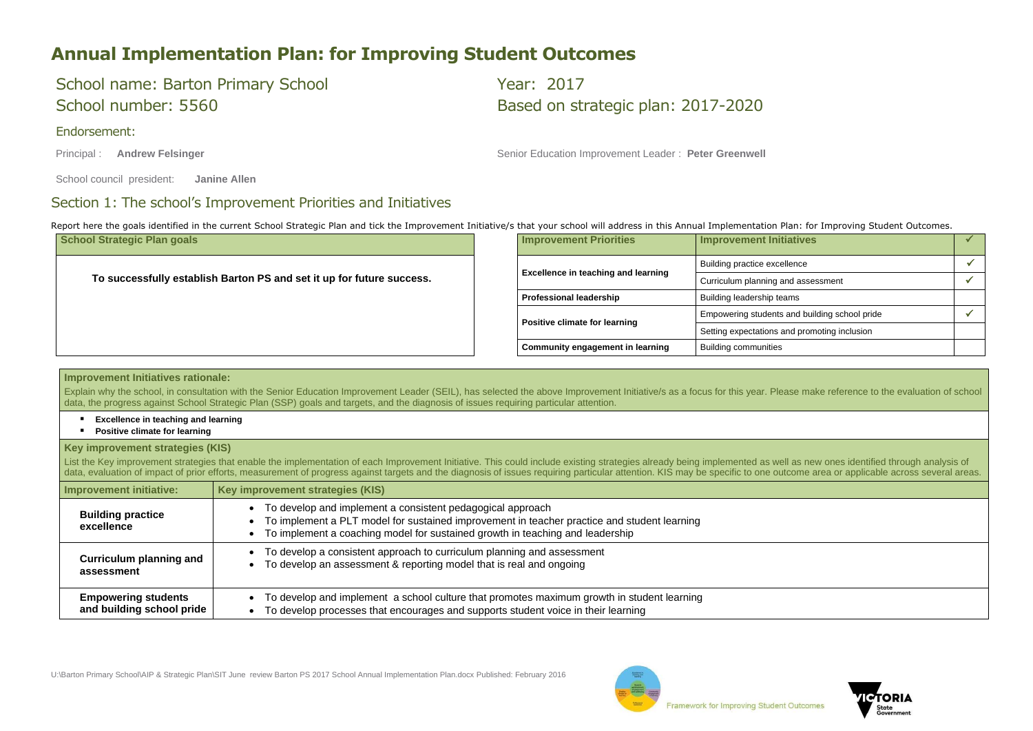# Annual Implementation Plan: for Improving Student Outcomes

School name: Barton Primary School

School number: 5560

Year: 2017

Based on strategic plan: 2017-2020

Endorsement:

Principal : **Andrew Felsinger**

Senior Education Improvement Leader : **Peter Greenwell**

School council president: **Janine Allen**

## Section 1: The school's Improvement Priorities and Initiatives

Report here the goals identified in the current School Strategic Plan and tick the Improvement Initiative/s that your school will address in this Annual Implementation Plan: for Improving Student Outcomes.

| School Strategic Plan goals |
|---|
| **To successfully establish Barton PS and set it up for future success.** |

| Improvement Priorities | Improvement Initiatives | ✓ |
|---|---|---|
| Excellence in teaching and learning | Building practice excellence | ✓ |
| | Curriculum planning and assessment | ✓ |
| Professional leadership | Building leadership teams | |
| Positive climate for learning | Empowering students and building school pride | ✓ |
| | Setting expectations and promoting inclusion | |
| Community engagement in learning | Building communities | |

**Improvement Initiatives rationale:**

Explain why the school, in consultation with the Senior Education Improvement Leader (SEIL), has selected the above Improvement Initiative/s as a focus for this year. Please make reference to the evaluation of school data, the progress against School Strategic Plan (SSP) goals and targets, and the diagnosis of issues requiring particular attention.

- **Excellence in teaching and learning**
- **Positive climate for learning**

**Key improvement strategies (KIS)**

List the Key improvement strategies that enable the implementation of each Improvement Initiative. This could include existing strategies already being implemented as well as new ones identified through analysis of data, evaluation of impact of prior efforts, measurement of progress against targets and the diagnosis of issues requiring particular attention. KIS may be specific to one outcome area or applicable across several areas.

| Improvement initiative: | Key improvement strategies (KIS) |
|---|---|
| **Building practice excellence** | • To develop and implement a consistent pedagogical approach<br>• To implement a PLT model for sustained improvement in teacher practice and student learning<br>• To implement a coaching model for sustained growth in teaching and leadership |
| **Curriculum planning and assessment** | • To develop a consistent approach to curriculum planning and assessment<br>• To develop an assessment & reporting model that is real and ongoing |
| **Empowering students and building school pride** | • To develop and implement a school culture that promotes maximum growth in student learning<br>• To develop processes that encourages and supports student voice in their learning |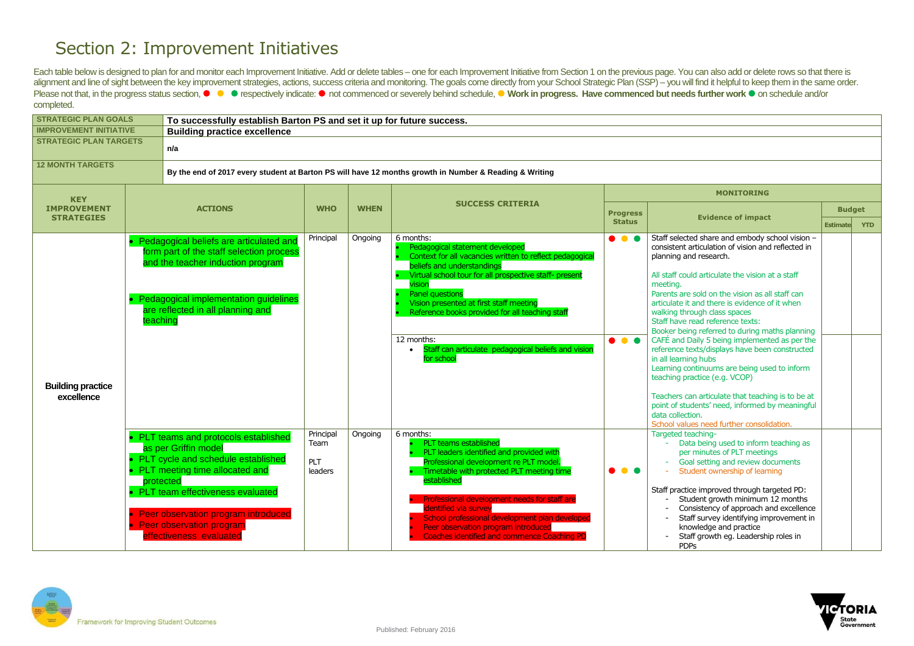# Section 2: Improvement Initiatives

Each table below is designed to plan for and monitor each Improvement Initiative. Add or delete tables – one for each Improvement Initiative from Section 1 on the previous page. You can also add or delete rows so that there is alignment and line of sight between the key improvement strategies, actions, success criteria and monitoring. The goals come directly from your School Strategic Plan (SSP) – you will find it helpful to keep them in the same order. Please not that, in the progress status section, ● ● ● respectively indicate: ● not commenced or severely behind schedule, ● **Work in progress. Have commenced but needs further work** ● on schedule and/or completed.

| STRATEGIC PLAN GOALS | To successfully establish Barton PS and set it up for future success. |
|---|---|
| IMPROVEMENT INITIATIVE | Building practice excellence |
| STRATEGIC PLAN TARGETS | n/a |
| 12 MONTH TARGETS | By the end of 2017 every student at Barton PS will have 12 months growth in Number & Reading & Writing |

| KEY IMPROVEMENT STRATEGIES | ACTIONS | WHO | WHEN | SUCCESS CRITERIA | MONITORING | | | |
|---|---|---|---|---|---|---|---|---|
| | | | | | Progress Status | Evidence of impact | Budget | |
| | | | | | | | Estimate | YTD |
| Building practice excellence | • Pedagogical beliefs are articulated and form part of the staff selection process and the teacher induction program<br><br>• Pedagogical implementation guidelines are reflected in all planning and teaching | Principal | Ongoing | 6 months:<br>• Pedagogical statement developed<br>• Context for all vacancies written to reflect pedagogical beliefs and understandings<br>• Virtual school tour for all prospective staff- present vision<br>• Panel questions<br>• Vision presented at first staff meeting<br>• Reference books provided for all teaching staff | ● ● ● | Staff selected share and embody school vision – consistent articulation of vision and reflected in planning and research.<br><br>All staff could articulate the vision at a staff meeting.<br>Parents are sold on the vision as all staff can articulate it and there is evidence of it when walking through class spaces<br>Staff have read reference texts:<br>Booker being referred to during maths planning | | |
| | | | | 12 months:<br>• Staff can articulate pedagogical beliefs and vision for school | ● ● ● | CAFÉ and Daily 5 being implemented as per the reference texts/displays have been constructed in all learning hubs<br>Learning continuums are being used to inform teaching practice (e.g. VCOP)<br><br>Teachers can articulate that teaching is to be at point of students' need, informed by meaningful data collection.<br>School values need further consolidation. | | |
| | • PLT teams and protocols established as per Griffin model<br>• PLT cycle and schedule established<br>• PLT meeting time allocated and protected<br>• PLT team effectiveness evaluated<br><br>• Peer observation program introduced<br>• Peer observation program effectiveness evaluated | Principal Team<br><br>PLT leaders | Ongoing | 6 months:<br>• PLT teams established<br>• PLT leaders identified and provided with Professional development re PLT model.<br>• Timetable with protected PLT meeting time established<br><br>• Professional development needs for staff are identified via survey<br>• School professional development plan developed<br>• Peer observation program introduced<br>• Coaches identified and commence Coaching PD | ● ● ● | Targeted teaching-<br>- Data being used to inform teaching as per minutes of PLT meetings<br>- Goal setting and review documents<br>- Student ownership of learning<br><br>Staff practice improved through targeted PD:<br>- Student growth minimum 12 months<br>- Consistency of approach and excellence<br>- Staff survey identifying improvement in knowledge and practice<br>- Staff growth eg. Leadership roles in PDPs | | |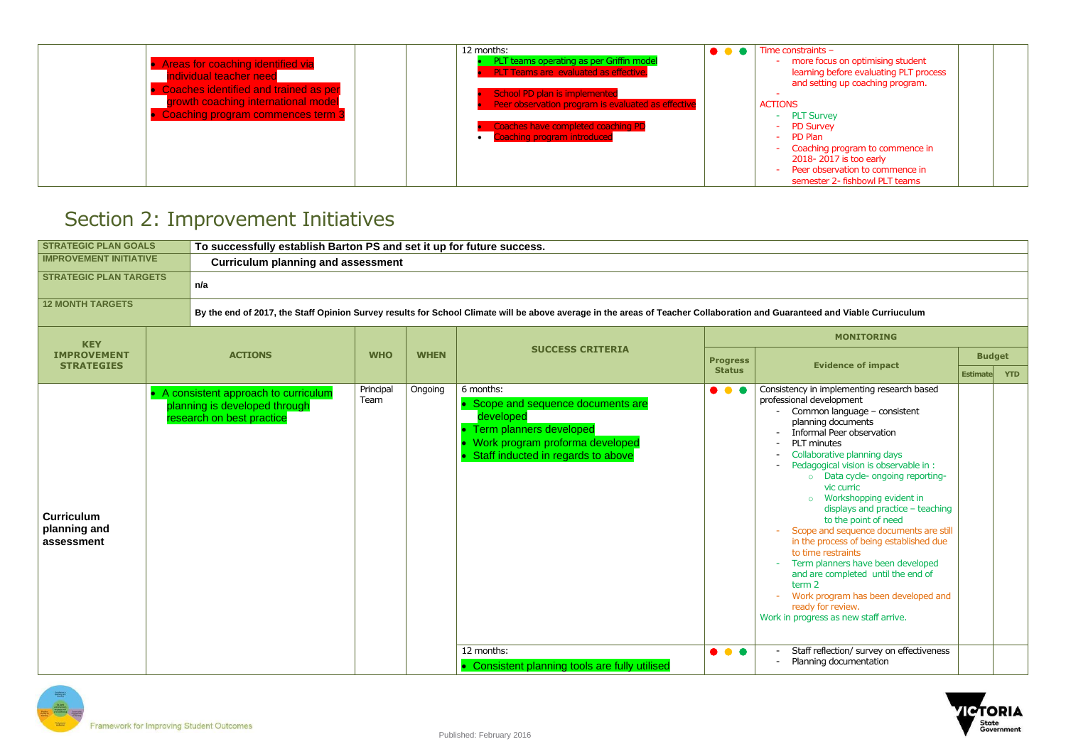| | | | | | | | | |
|---|---|---|---|---|---|---|---|---|
| | • Areas for coaching identified via individual teacher need<br>• Coaches identified and trained as per growth coaching international model<br>• Coaching program commences term 3 | | | 12 months:<br>• PLT teams operating as per Griffin model<br>• PLT Teams are evaluated as effective.<br><br>• School PD plan is implemented<br>• Peer observation program is evaluated as effective<br><br>• Coaches have completed coaching PD<br>• Coaching program introduced | ● ● ● | Time constraints –<br>- more focus on optimising student learning before evaluating PLT process and setting up coaching program.<br>-<br>ACTIONS<br>- PLT Survey<br>- PD Survey<br>- PD Plan<br>- Coaching program to commence in 2018- 2017 is too early<br>- Peer observation to commence in semester 2- fishbowl PLT teams | | |

## Section 2: Improvement Initiatives

| | |
|---|---|
| **STRATEGIC PLAN GOALS** | **To successfully establish Barton PS and set it up for future success.** |
| **IMPROVEMENT INITIATIVE** | **Curriculum planning and assessment** |
| **STRATEGIC PLAN TARGETS** | **n/a** |
| **12 MONTH TARGETS** | **By the end of 2017, the Staff Opinion Survey results for School Climate will be above average in the areas of Teacher Collaboration and Guaranteed and Viable Curriuculum** |

| KEY IMPROVEMENT STRATEGIES | ACTIONS | WHO | WHEN | SUCCESS CRITERIA | MONITORING | | | |
|---|---|---|---|---|---|---|---|---|
| | | | | | Progress Status | Evidence of impact | Budget | |
| | | | | | | | Estimate | YTD |
| **Curriculum planning and assessment** | • A consistent approach to curriculum planning is developed through research on best practice | Principal Team | Ongoing | 6 months:<br>• Scope and sequence documents are developed<br>• Term planners developed<br>• Work program proforma developed<br>• Staff inducted in regards to above | ● ● ● | Consistency in implementing research based professional development<br>- Common language – consistent planning documents<br>- Informal Peer observation<br>- PLT minutes<br>- Collaborative planning days<br>- Pedagogical vision is observable in :<br>  ○ Data cycle- ongoing reporting- vic curric<br>  ○ Workshopping evident in displays and practice – teaching to the point of need<br>- Scope and sequence documents are still in the process of being established due to time restraints<br>- Term planners have been developed and are completed until the end of term 2<br>- Work program has been developed and ready for review.<br>Work in progress as new staff arrive. | | |
| | | | | 12 months:<br>• Consistent planning tools are fully utilised | ● ● ● | - Staff reflection/ survey on effectiveness<br>- Planning documentation | | |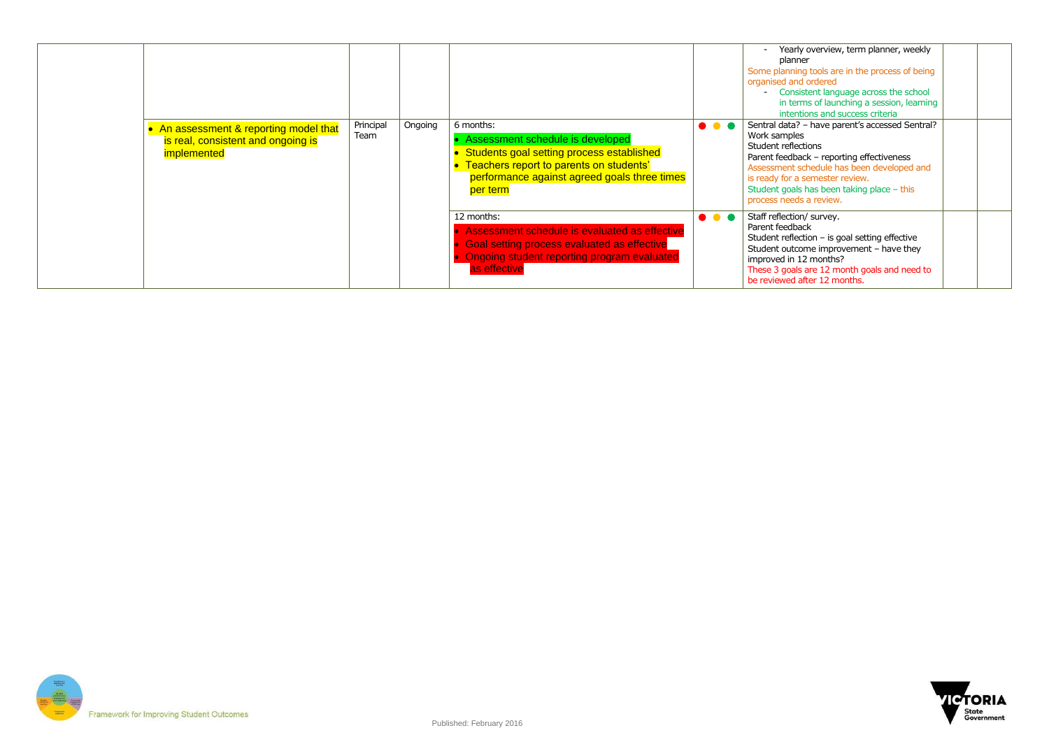| | | | | | | | | |
|---|---|---|---|---|---|---|---|---|
| | | | | | | - Yearly overview, term planner, weekly planner<br>Some planning tools are in the process of being organised and ordered<br>- Consistent language across the school in terms of launching a session, learning intentions and success criteria | | |
| | • An assessment & reporting model that is real, consistent and ongoing is implemented | Principal Team | Ongoing | 6 months:<br>• Assessment schedule is developed<br>• Students goal setting process established<br>• Teachers report to parents on students' performance against agreed goals three times per term | ● ● ● | Sentral data? – have parent's accessed Sentral?<br>Work samples<br>Student reflections<br>Parent feedback – reporting effectiveness<br>Assessment schedule has been developed and is ready for a semester review.<br>Student goals has been taking place – this process needs a review. | | |
| | | | | 12 months:<br>• Assessment schedule is evaluated as effective<br>• Goal setting process evaluated as effective<br>• Ongoing student reporting program evaluated as effective | ● ● ● | Staff reflection/ survey.<br>Parent feedback<br>Student reflection – is goal setting effective<br>Student outcome improvement – have they improved in 12 months?<br>These 3 goals are 12 month goals and need to be reviewed after 12 months. | | |

Framework for Improving Student Outcomes

Published: February 2016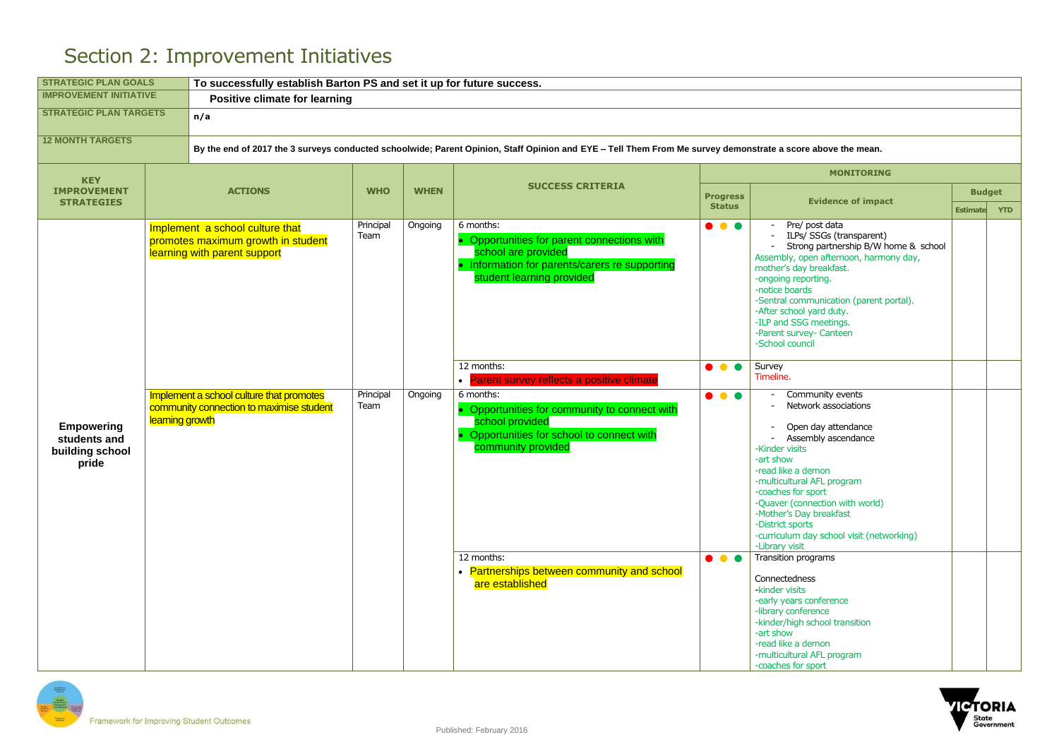# Section 2: Improvement Initiatives

| STRATEGIC PLAN GOALS | To successfully establish Barton PS and set it up for future success. |
|---|---|
| IMPROVEMENT INITIATIVE | Positive climate for learning |
| STRATEGIC PLAN TARGETS | n/a |
| 12 MONTH TARGETS | By the end of 2017 the 3 surveys conducted schoolwide; Parent Opinion, Staff Opinion and EYE – Tell Them From Me survey demonstrate a score above the mean. |

| KEY IMPROVEMENT STRATEGIES | ACTIONS | WHO | WHEN | SUCCESS CRITERIA | MONITORING | | | |
|---|---|---|---|---|---|---|---|---|
| | | | | | Progress Status | Evidence of impact | Budget | |
| | | | | | | | Estimate | YTD |
| Empowering students and building school pride | Implement a school culture that promotes maximum growth in student learning with parent support | Principal Team | Ongoing | 6 months:<br>• Opportunities for parent connections with school are provided<br>• Information for parents/carers re supporting student learning provided | ● ● ● | - Pre/ post data<br>- ILPs/ SSGs (transparent)<br>- Strong partnership B/W home & school<br>Assembly, open afternoon, harmony day, mother's day breakfast.<br>-ongoing reporting.<br>-notice boards<br>-Sentral communication (parent portal).<br>-After school yard duty.<br>-ILP and SSG meetings.<br>-Parent survey- Canteen<br>-School council | | |
| | | | | 12 months:<br>• Parent survey reflects a positive climate | ● ● ● | Survey<br>Timeline. | | |
| | Implement a school culture that promotes community connection to maximise student learning growth | Principal Team | Ongoing | 6 months:<br>• Opportunities for community to connect with school provided<br>• Opportunities for school to connect with community provided | ● ● ● | - Community events<br>- Network associations<br>- Open day attendance<br>- Assembly ascendance<br>-Kinder visits<br>-art show<br>-read like a demon<br>-multicultural AFL program<br>-coaches for sport<br>-Quaver (connection with world)<br>-Mother's Day breakfast<br>-District sports<br>-curriculum day school visit (networking)<br>-Library visit | | |
| | | | | 12 months:<br>• Partnerships between community and school are established | ● ● ● | Transition programs<br>Connectedness<br>-kinder visits<br>-early years conference<br>-library conference<br>-kinder/high school transition<br>-art show<br>-read like a demon<br>-multicultural AFL program<br>-coaches for sport | | |

Framework for Improving Student Outcomes

Published: February 2016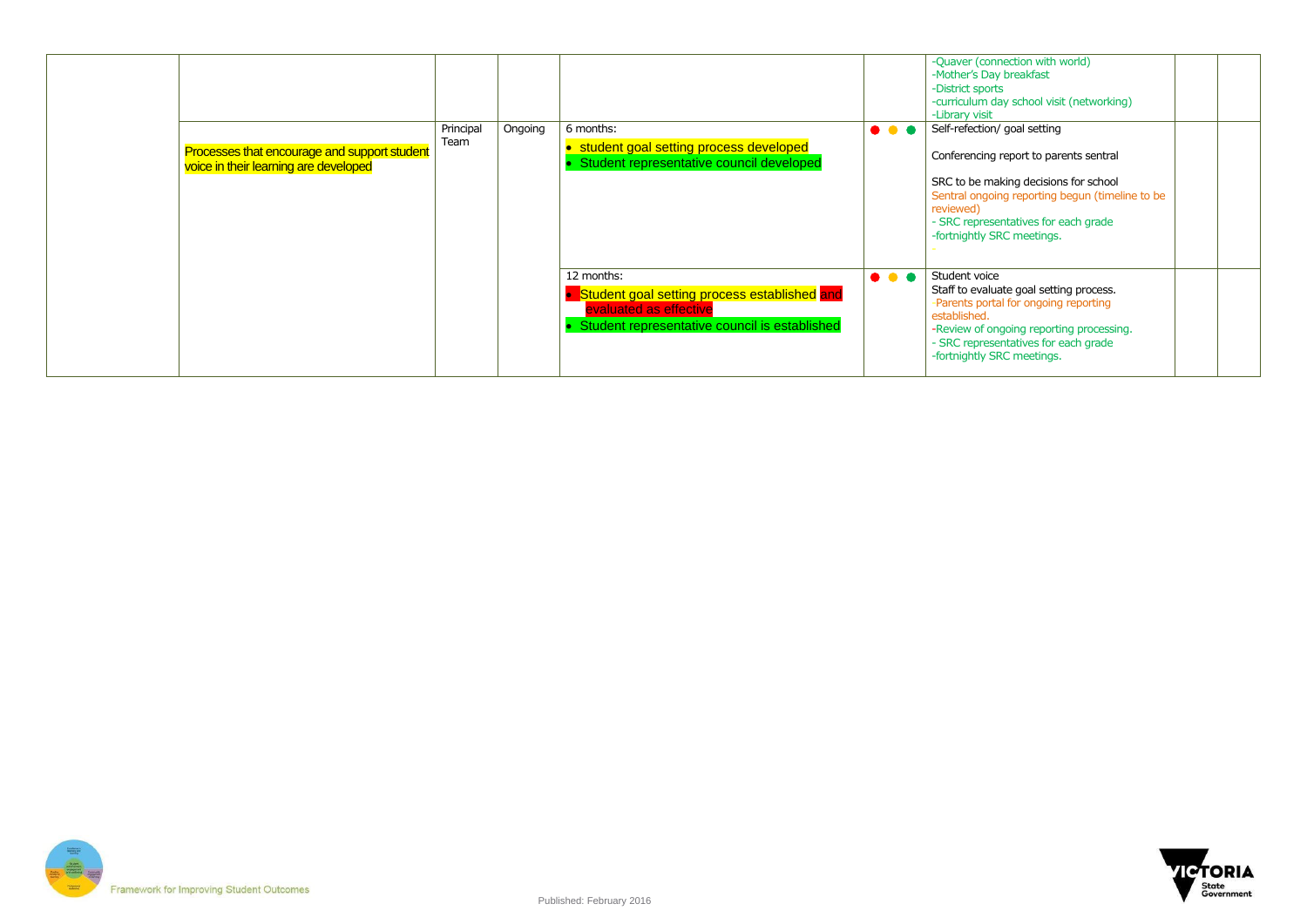| | | | | | | | | |
|---|---|---|---|---|---|---|---|---|
| | | | | | | -Quaver (connection with world)<br>-Mother's Day breakfast<br>-District sports<br>-curriculum day school visit (networking)<br>-Library visit | | |
| | Processes that encourage and support student voice in their learning are developed | Principal Team | Ongoing | 6 months:<br>• student goal setting process developed<br>• Student representative council developed | ● ● ● | Self-refection/ goal setting<br><br>Conferencing report to parents sentral<br><br>SRC to be making decisions for school<br>Sentral ongoing reporting begun (timeline to be reviewed)<br>- SRC representatives for each grade<br>-fortnightly SRC meetings.<br>- | | |
| | | | | 12 months:<br>• Student goal setting process established and evaluated as effective<br>• Student representative council is established | ● ● ● | Student voice<br>Staff to evaluate goal setting process.<br>-Parents portal for ongoing reporting established.<br>-Review of ongoing reporting processing.<br>- SRC representatives for each grade<br>-fortnightly SRC meetings. | | |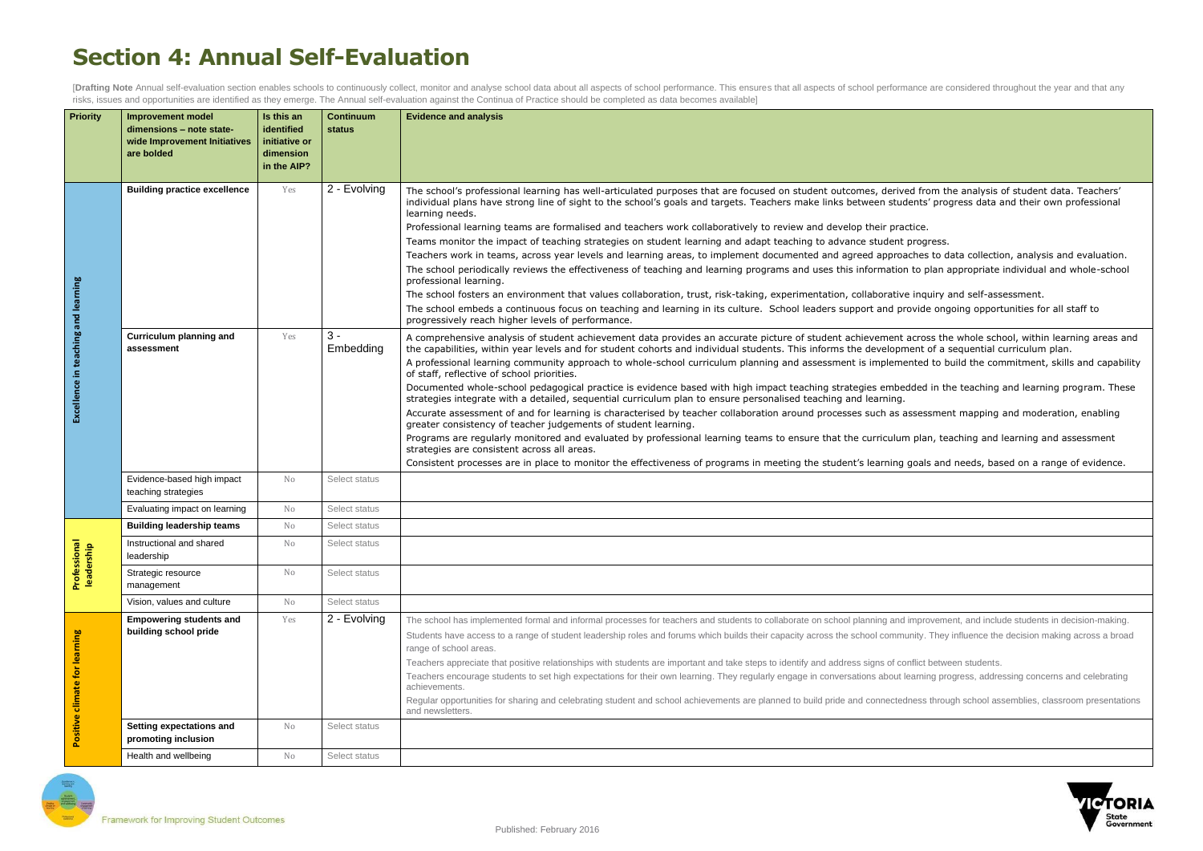# Section 4: Annual Self-Evaluation

[**Drafting Note** Annual self-evaluation section enables schools to continuously collect, monitor and analyse school data about all aspects of school performance. This ensures that all aspects of school performance are considered throughout the year and that any risks, issues and opportunities are identified as they emerge. The Annual self-evaluation against the Continua of Practice should be completed as data becomes available]

| Priority | Improvement model dimensions – note state-wide Improvement Initiatives are bolded | Is this an identified initiative or dimension in the AIP? | Continuum status | Evidence and analysis |
|---|---|---|---|---|
| Excellence in teaching and learning | **Building practice excellence** | Yes | 2 - Evolving | The school's professional learning has well-articulated purposes that are focused on student outcomes, derived from the analysis of student data. Teachers' individual plans have strong line of sight to the school's goals and targets. Teachers make links between students' progress data and their own professional learning needs.<br>Professional learning teams are formalised and teachers work collaboratively to review and develop their practice.<br>Teams monitor the impact of teaching strategies on student learning and adapt teaching to advance student progress.<br>Teachers work in teams, across year levels and learning areas, to implement documented and agreed approaches to data collection, analysis and evaluation.<br>The school periodically reviews the effectiveness of teaching and learning programs and uses this information to plan appropriate individual and whole-school professional learning.<br>The school fosters an environment that values collaboration, trust, risk-taking, experimentation, collaborative inquiry and self-assessment.<br>The school embeds a continuous focus on teaching and learning in its culture. School leaders support and provide ongoing opportunities for all staff to progressively reach higher levels of performance. |
| | **Curriculum planning and assessment** | Yes | 3 - Embedding | A comprehensive analysis of student achievement data provides an accurate picture of student achievement across the whole school, within learning areas and the capabilities, within year levels and for student cohorts and individual students. This informs the development of a sequential curriculum plan.<br>A professional learning community approach to whole-school curriculum planning and assessment is implemented to build the commitment, skills and capability of staff, reflective of school priorities.<br>Documented whole-school pedagogical practice is evidence based with high impact teaching strategies embedded in the teaching and learning program. These strategies integrate with a detailed, sequential curriculum plan to ensure personalised teaching and learning.<br>Accurate assessment of and for learning is characterised by teacher collaboration around processes such as assessment mapping and moderation, enabling greater consistency of teacher judgements of student learning.<br>Programs are regularly monitored and evaluated by professional learning teams to ensure that the curriculum plan, teaching and learning and assessment strategies are consistent across all areas.<br>Consistent processes are in place to monitor the effectiveness of programs in meeting the student's learning goals and needs, based on a range of evidence. |
| | Evidence-based high impact teaching strategies | No | Select status | |
| | Evaluating impact on learning | No | Select status | |
| Professional leadership | **Building leadership teams** | No | Select status | |
| | Instructional and shared leadership | No | Select status | |
| | Strategic resource management | No | Select status | |
| | Vision, values and culture | No | Select status | |
| Positive climate for learning | **Empowering students and building school pride** | Yes | 2 - Evolving | The school has implemented formal and informal processes for teachers and students to collaborate on school planning and improvement, and include students in decision-making.<br>Students have access to a range of student leadership roles and forums which builds their capacity across the school community. They influence the decision making across a broad range of school areas.<br>Teachers appreciate that positive relationships with students are important and take steps to identify and address signs of conflict between students.<br>Teachers encourage students to set high expectations for their own learning. They regularly engage in conversations about learning progress, addressing concerns and celebrating achievements.<br>Regular opportunities for sharing and celebrating student and school achievements are planned to build pride and connectedness through school assemblies, classroom presentations and newsletters. |
| | **Setting expectations and promoting inclusion** | No | Select status | |
| | Health and wellbeing | No | Select status | |

Framework for Improving Student Outcomes

Published: February 2016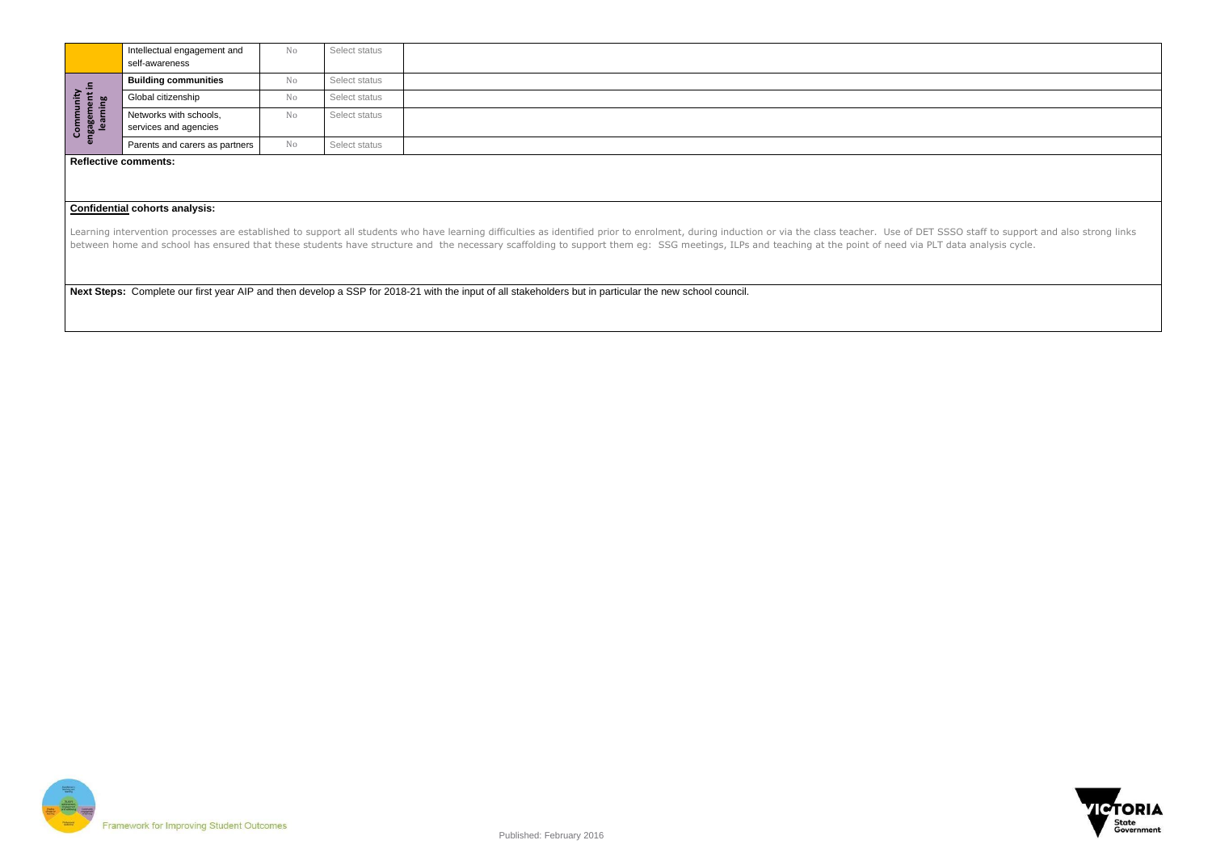| | | | | |
|---|---|---|---|---|
| | Intellectual engagement and self-awareness | No | Select status | |
| Community engagement in learning | **Building communities** | No | Select status | |
| | Global citizenship | No | Select status | |
| | Networks with schools, services and agencies | No | Select status | |
| | Parents and carers as partners | No | Select status | |

**Reflective comments:**

**Confidential cohorts analysis:**

Learning intervention processes are established to support all students who have learning difficulties as identified prior to enrolment, during induction or via the class teacher. Use of DET SSSO staff to support and also strong links between home and school has ensured that these students have structure and the necessary scaffolding to support them eg: SSG meetings, ILPs and teaching at the point of need via PLT data analysis cycle.

**Next Steps:** Complete our first year AIP and then develop a SSP for 2018-21 with the input of all stakeholders but in particular the new school council.

Framework for Improving Student Outcomes

Published: February 2016